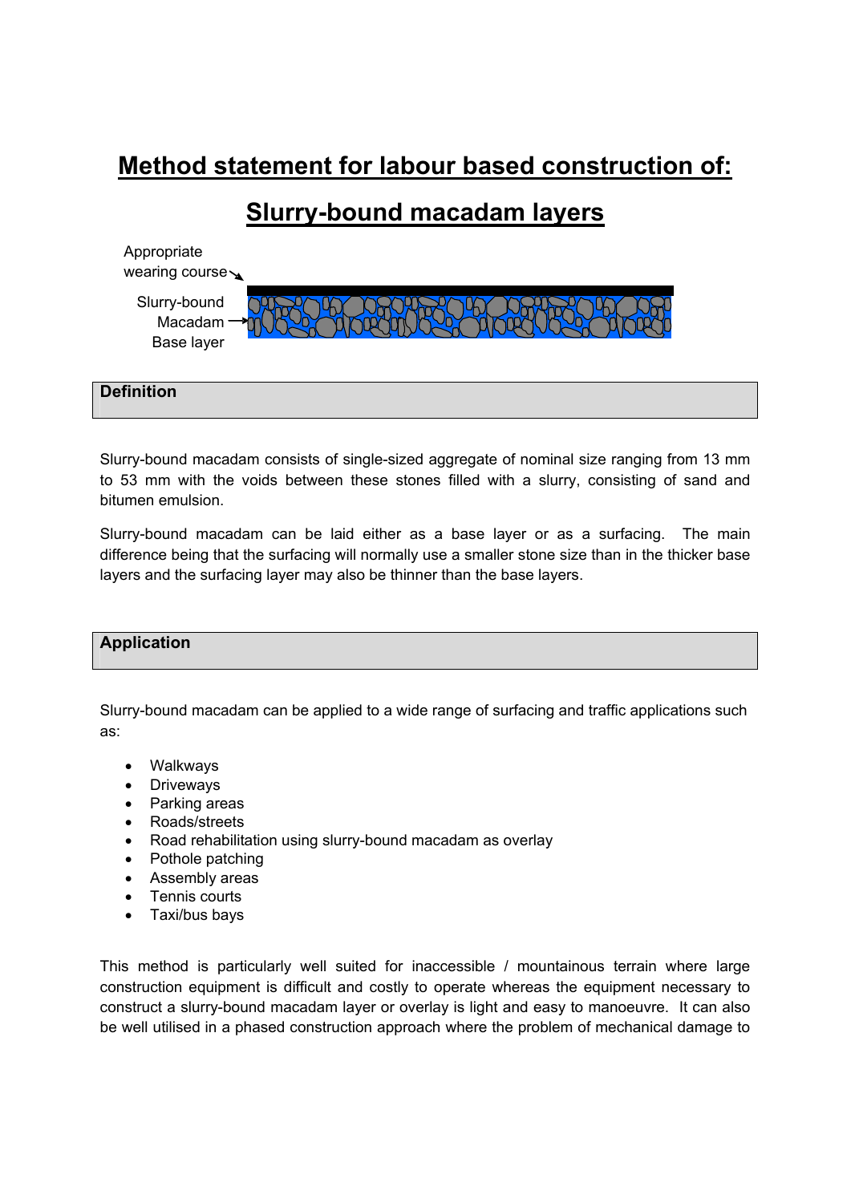# Method statement for labour based construction of:

# Slurry-bound macadam layers

Appropriate wearing course

Slurry-bound Macadam Base layer

## Definition

Slurry-bound macadam consists of single-sized aggregate of nominal size ranging from 13 mm to 53 mm with the voids between these stones filled with a slurry, consisting of sand and bitumen emulsion.

Slurry-bound macadam can be laid either as a base layer or as a surfacing. The main difference being that the surfacing will normally use a smaller stone size than in the thicker base layers and the surfacing layer may also be thinner than the base layers.

## Application

Slurry-bound macadam can be applied to a wide range of surfacing and traffic applications such as:

- Walkways
- Driveways
- Parking areas
- Roads/streets
- Road rehabilitation using slurry-bound macadam as overlay
- Pothole patching
- Assembly areas
- Tennis courts
- Taxi/bus bays

This method is particularly well suited for inaccessible / mountainous terrain where large construction equipment is difficult and costly to operate whereas the equipment necessary to construct a slurry-bound macadam layer or overlay is light and easy to manoeuvre. It can also be well utilised in a phased construction approach where the problem of mechanical damage to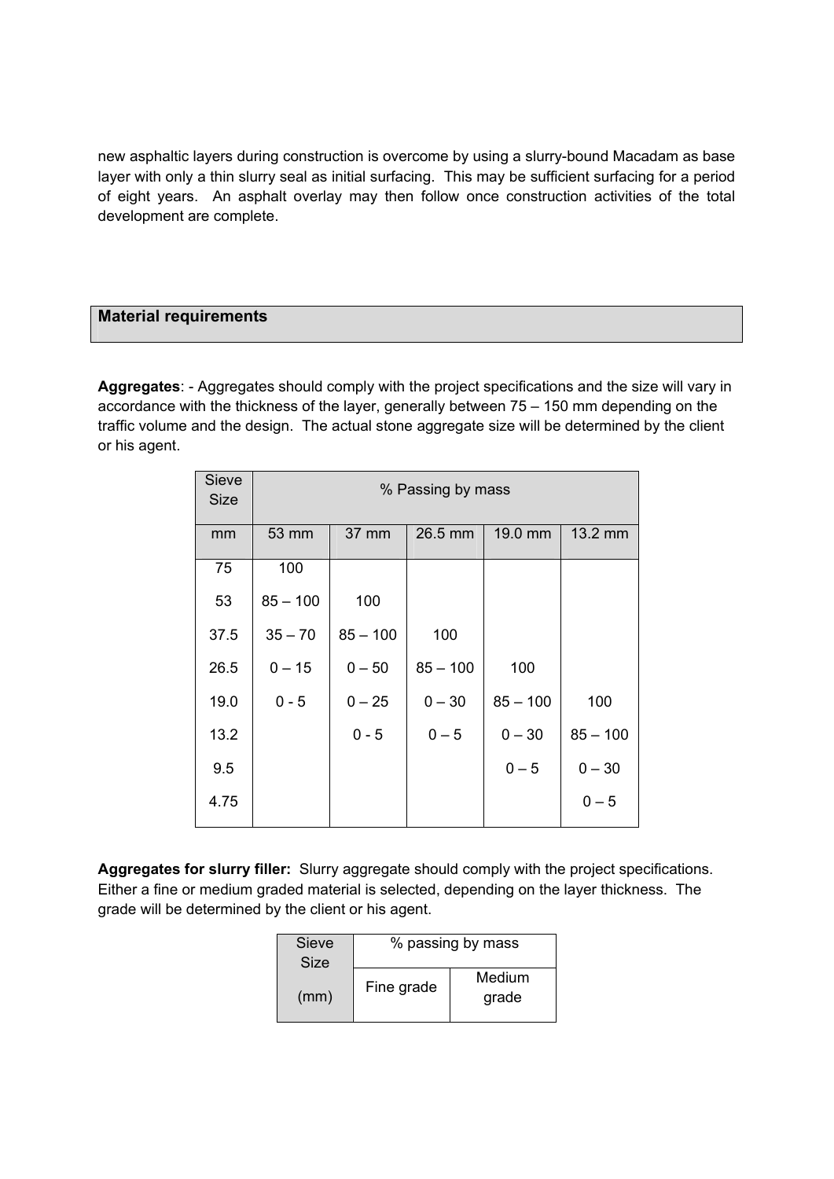new asphaltic layers during construction is overcome by using a slurry-bound Macadam as base layer with only a thin slurry seal as initial surfacing. This may be sufficient surfacing for a period of eight years. An asphalt overlay may then follow once construction activities of the total development are complete.

## Material requirements

**Aggregates**: - Aggregates should comply with the project specifications and the size will vary in accordance with the thickness of the layer, generally between 75 – 150 mm depending on the traffic volume and the design. The actual stone aggregate size will be determined by the client or his agent.

| Sieve Size | % Passing by mass | | | | |
|---|---|---|---|---|---|
| mm | 53 mm | 37 mm | 26.5 mm | 19.0 mm | 13.2 mm |
| 75 | 100 | | | | |
| 53 | 85 – 100 | 100 | | | |
| 37.5 | 35 – 70 | 85 – 100 | 100 | | |
| 26.5 | 0 – 15 | 0 – 50 | 85 – 100 | 100 | |
| 19.0 | 0 - 5 | 0 – 25 | 0 – 30 | 85 – 100 | 100 |
| 13.2 | | 0 - 5 | 0 – 5 | 0 – 30 | 85 – 100 |
| 9.5 | | | | 0 – 5 | 0 – 30 |
| 4.75 | | | | | 0 – 5 |

**Aggregates for slurry filler:** Slurry aggregate should comply with the project specifications. Either a fine or medium graded material is selected, depending on the layer thickness. The grade will be determined by the client or his agent.

| Sieve Size | % passing by mass | |
|---|---|---|
| (mm) | Fine grade | Medium grade |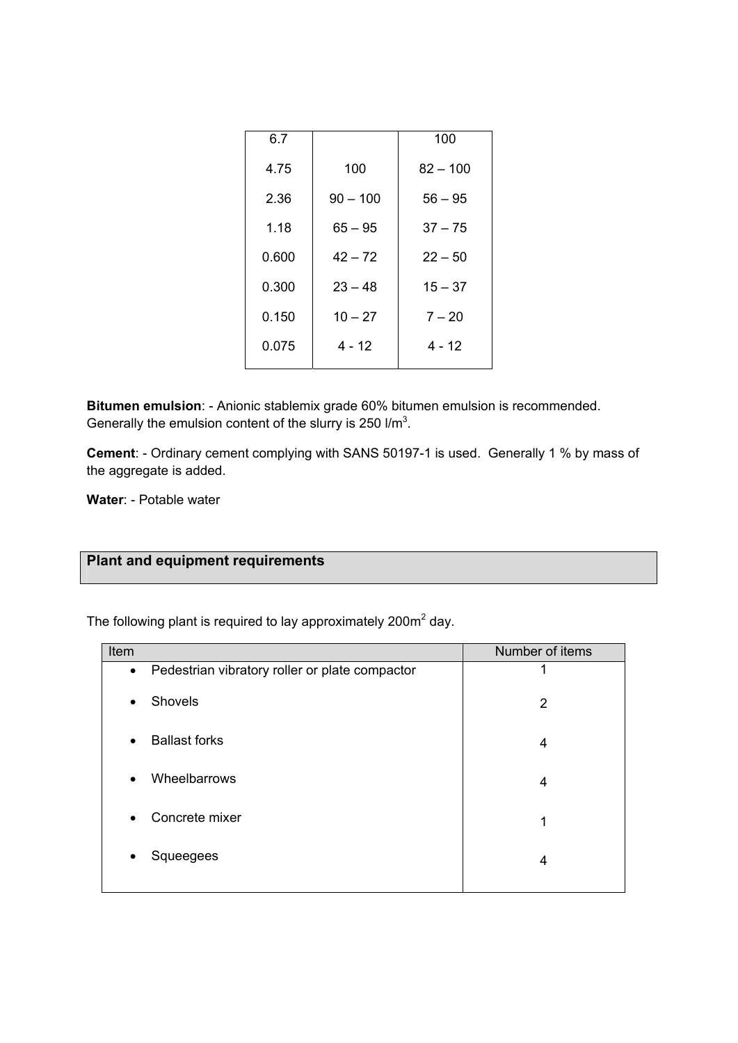| | | |
|---|---|---|
| 6.7 | | 100 |
| 4.75 | 100 | 82 – 100 |
| 2.36 | 90 – 100 | 56 – 95 |
| 1.18 | 65 – 95 | 37 – 75 |
| 0.600 | 42 – 72 | 22 – 50 |
| 0.300 | 23 – 48 | 15 – 37 |
| 0.150 | 10 – 27 | 7 – 20 |
| 0.075 | 4 - 12 | 4 - 12 |

**Bitumen emulsion**: - Anionic stablemix grade 60% bitumen emulsion is recommended. Generally the emulsion content of the slurry is 250 l/m$^3$.

**Cement**: - Ordinary cement complying with SANS 50197-1 is used. Generally 1 % by mass of the aggregate is added.

**Water**: - Potable water

## Plant and equipment requirements

The following plant is required to lay approximately 200m$^2$ day.

| Item | Number of items |
|---|---|
| • Pedestrian vibratory roller or plate compactor | 1 |
| • Shovels | 2 |
| • Ballast forks | 4 |
| • Wheelbarrows | 4 |
| • Concrete mixer | 1 |
| • Squeegees | 4 |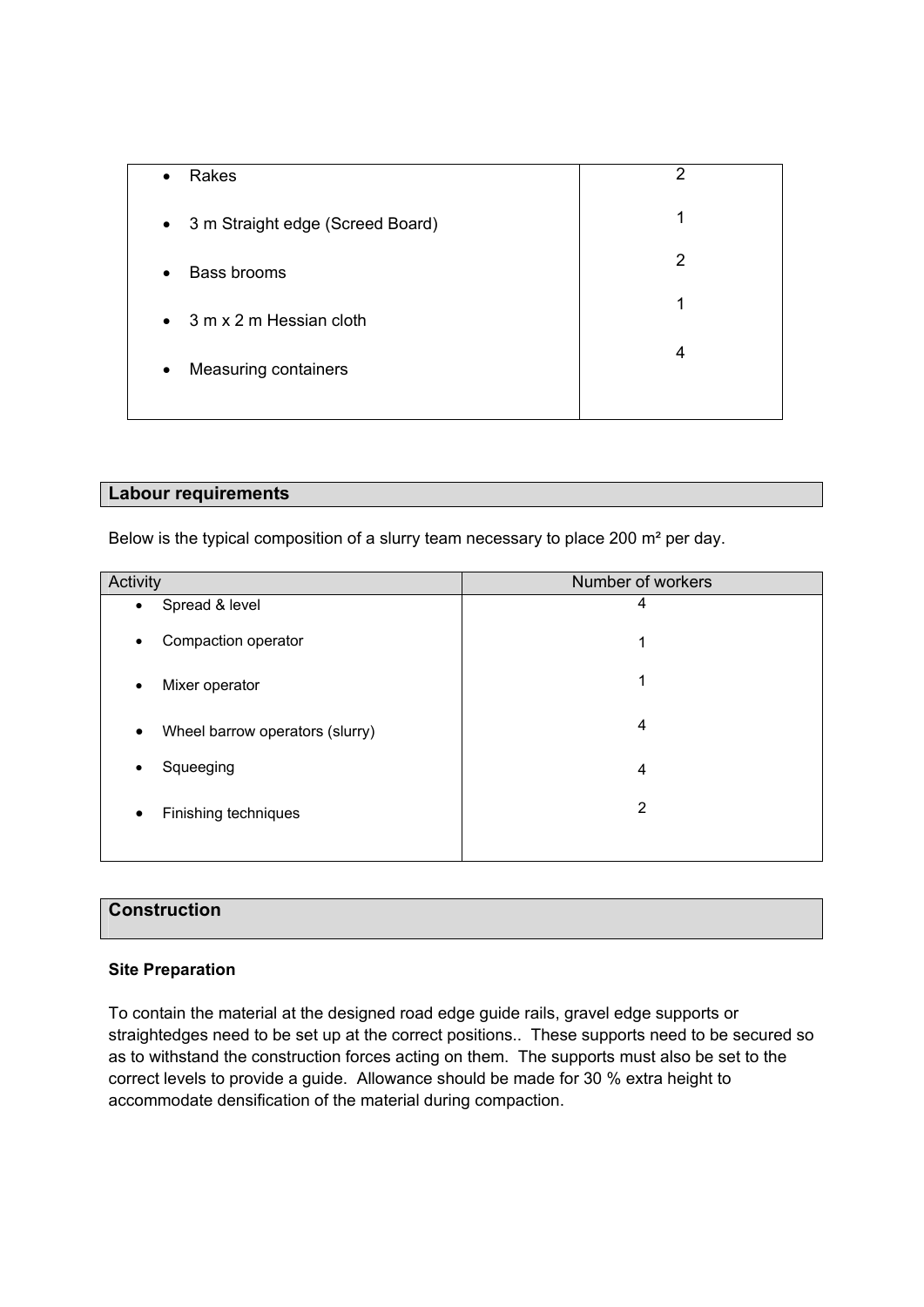| | |
|---|---|
| • Rakes | 2 |
| • 3 m Straight edge (Screed Board) | 1 |
| • Bass brooms | 2 |
| • 3 m x 2 m Hessian cloth | 1 |
| • Measuring containers | 4 |

## Labour requirements

Below is the typical composition of a slurry team necessary to place 200 m² per day.

| Activity | Number of workers |
|---|---|
| • Spread & level | 4 |
| • Compaction operator | 1 |
| • Mixer operator | 1 |
| • Wheel barrow operators (slurry) | 4 |
| • Squeeging | 4 |
| • Finishing techniques | 2 |

## Construction

### Site Preparation

To contain the material at the designed road edge guide rails, gravel edge supports or straightedges need to be set up at the correct positions.. These supports need to be secured so as to withstand the construction forces acting on them. The supports must also be set to the correct levels to provide a guide. Allowance should be made for 30 % extra height to accommodate densification of the material during compaction.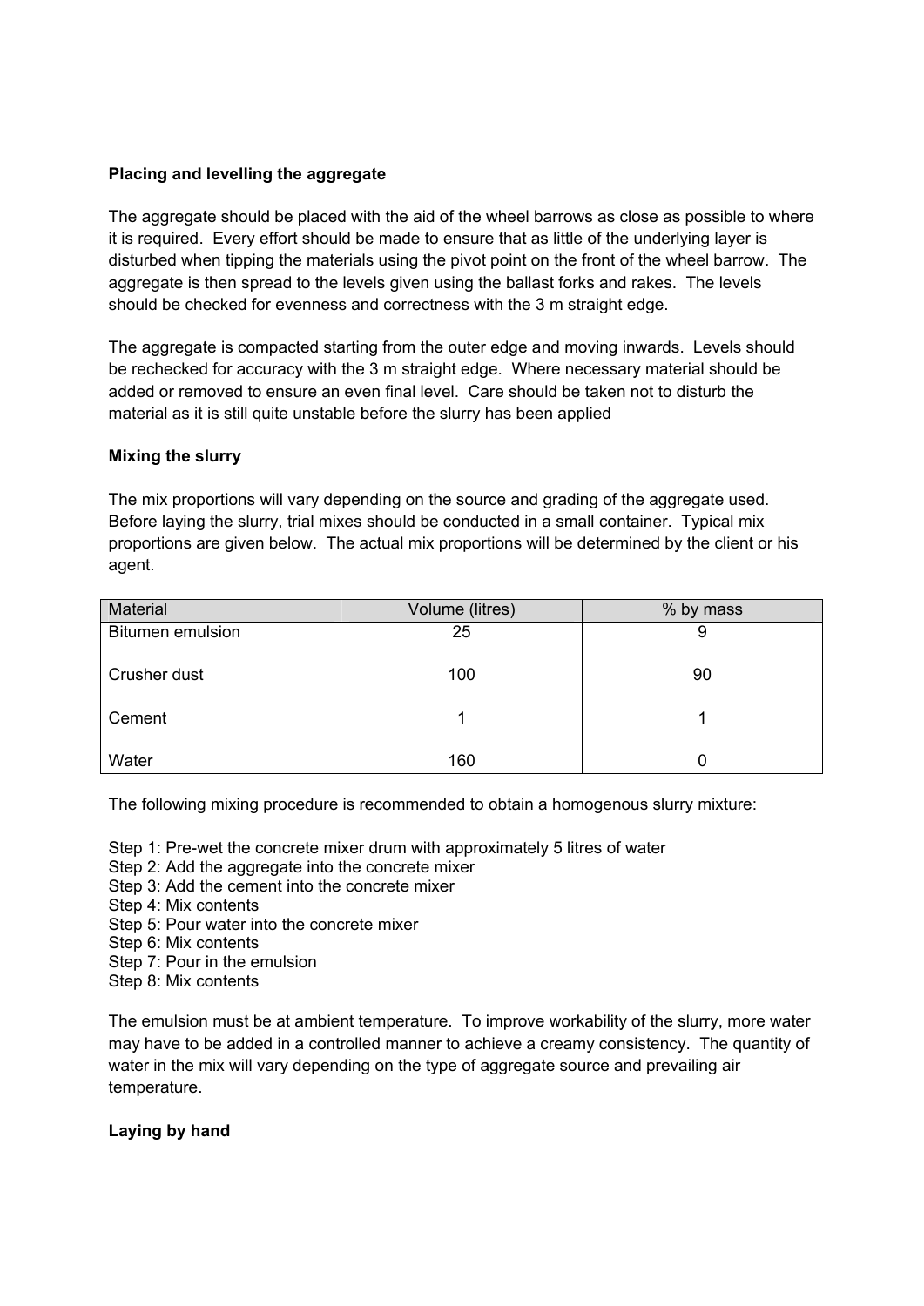**Placing and levelling the aggregate**

The aggregate should be placed with the aid of the wheel barrows as close as possible to where it is required. Every effort should be made to ensure that as little of the underlying layer is disturbed when tipping the materials using the pivot point on the front of the wheel barrow. The aggregate is then spread to the levels given using the ballast forks and rakes. The levels should be checked for evenness and correctness with the 3 m straight edge.

The aggregate is compacted starting from the outer edge and moving inwards. Levels should be rechecked for accuracy with the 3 m straight edge. Where necessary material should be added or removed to ensure an even final level. Care should be taken not to disturb the material as it is still quite unstable before the slurry has been applied

**Mixing the slurry**

The mix proportions will vary depending on the source and grading of the aggregate used. Before laying the slurry, trial mixes should be conducted in a small container. Typical mix proportions are given below. The actual mix proportions will be determined by the client or his agent.

| Material | Volume (litres) | % by mass |
|---|---|---|
| Bitumen emulsion | 25 | 9 |
| Crusher dust | 100 | 90 |
| Cement | 1 | 1 |
| Water | 160 | 0 |

The following mixing procedure is recommended to obtain a homogenous slurry mixture:

Step 1: Pre-wet the concrete mixer drum with approximately 5 litres of water
Step 2: Add the aggregate into the concrete mixer
Step 3: Add the cement into the concrete mixer
Step 4: Mix contents
Step 5: Pour water into the concrete mixer
Step 6: Mix contents
Step 7: Pour in the emulsion
Step 8: Mix contents

The emulsion must be at ambient temperature. To improve workability of the slurry, more water may have to be added in a controlled manner to achieve a creamy consistency. The quantity of water in the mix will vary depending on the type of aggregate source and prevailing air temperature.

**Laying by hand**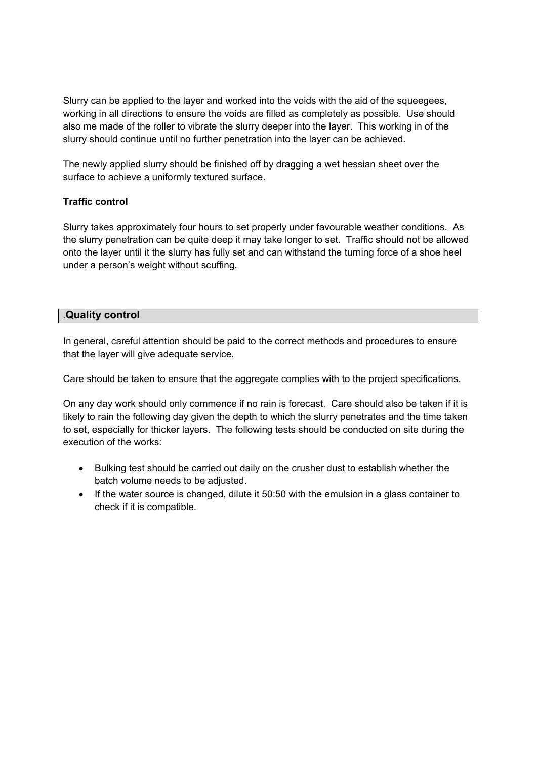Slurry can be applied to the layer and worked into the voids with the aid of the squeegees, working in all directions to ensure the voids are filled as completely as possible. Use should also me made of the roller to vibrate the slurry deeper into the layer. This working in of the slurry should continue until no further penetration into the layer can be achieved.

The newly applied slurry should be finished off by dragging a wet hessian sheet over the surface to achieve a uniformly textured surface.

**Traffic control**

Slurry takes approximately four hours to set properly under favourable weather conditions. As the slurry penetration can be quite deep it may take longer to set. Traffic should not be allowed onto the layer until it the slurry has fully set and can withstand the turning force of a shoe heel under a person's weight without scuffing.

## .Quality control

In general, careful attention should be paid to the correct methods and procedures to ensure that the layer will give adequate service.

Care should be taken to ensure that the aggregate complies with to the project specifications.

On any day work should only commence if no rain is forecast. Care should also be taken if it is likely to rain the following day given the depth to which the slurry penetrates and the time taken to set, especially for thicker layers. The following tests should be conducted on site during the execution of the works:

- Bulking test should be carried out daily on the crusher dust to establish whether the batch volume needs to be adjusted.
- If the water source is changed, dilute it 50:50 with the emulsion in a glass container to check if it is compatible.